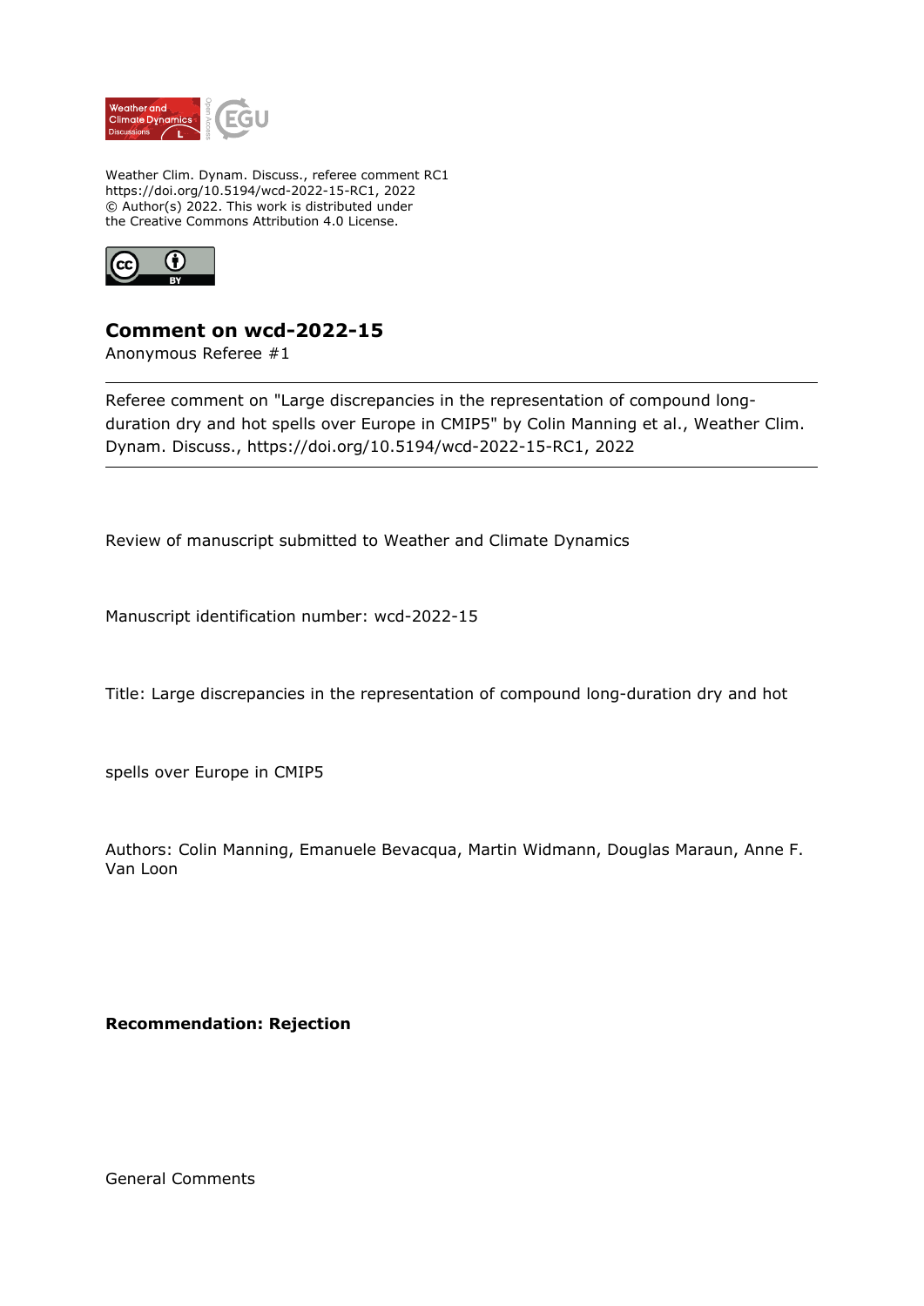Weather Clim. Dynam. Discuss., referee comment RC1
https://doi.org/10.5194/wcd-2022-15-RC1, 2022
© Author(s) 2022. This work is distributed under
the Creative Commons Attribution 4.0 License.

## Comment on wcd-2022-15

Anonymous Referee #1

---

Referee comment on "Large discrepancies in the representation of compound long-duration dry and hot spells over Europe in CMIP5" by Colin Manning et al., Weather Clim. Dynam. Discuss., https://doi.org/10.5194/wcd-2022-15-RC1, 2022

---

Review of manuscript submitted to Weather and Climate Dynamics

Manuscript identification number: wcd-2022-15

Title: Large discrepancies in the representation of compound long-duration dry and hot

spells over Europe in CMIP5

Authors: Colin Manning, Emanuele Bevacqua, Martin Widmann, Douglas Maraun, Anne F. Van Loon

**Recommendation: Rejection**

General Comments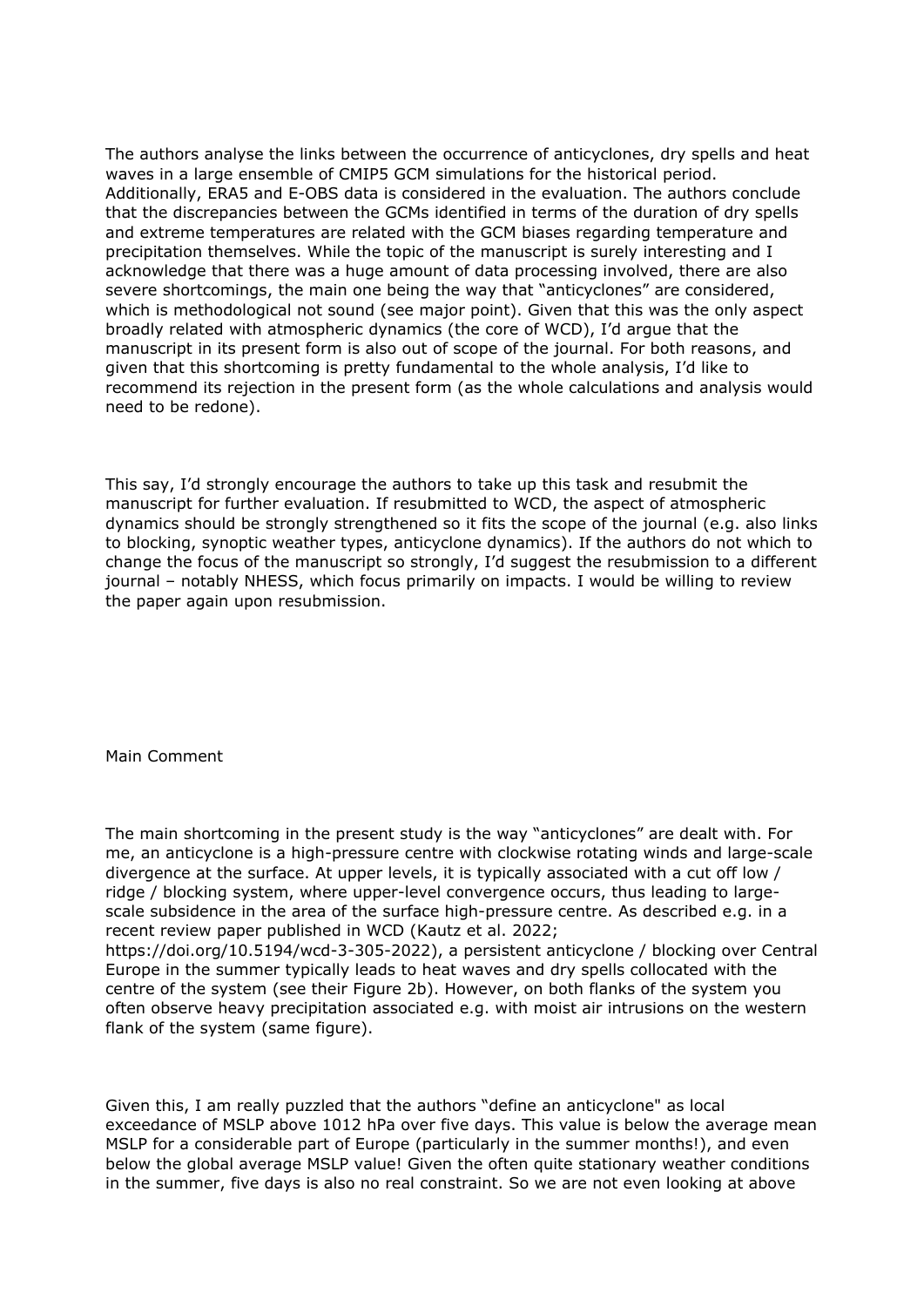The authors analyse the links between the occurrence of anticyclones, dry spells and heat waves in a large ensemble of CMIP5 GCM simulations for the historical period. Additionally, ERA5 and E-OBS data is considered in the evaluation. The authors conclude that the discrepancies between the GCMs identified in terms of the duration of dry spells and extreme temperatures are related with the GCM biases regarding temperature and precipitation themselves. While the topic of the manuscript is surely interesting and I acknowledge that there was a huge amount of data processing involved, there are also severe shortcomings, the main one being the way that "anticyclones" are considered, which is methodological not sound (see major point). Given that this was the only aspect broadly related with atmospheric dynamics (the core of WCD), I'd argue that the manuscript in its present form is also out of scope of the journal. For both reasons, and given that this shortcoming is pretty fundamental to the whole analysis, I'd like to recommend its rejection in the present form (as the whole calculations and analysis would need to be redone).

This say, I'd strongly encourage the authors to take up this task and resubmit the manuscript for further evaluation. If resubmitted to WCD, the aspect of atmospheric dynamics should be strongly strengthened so it fits the scope of the journal (e.g. also links to blocking, synoptic weather types, anticyclone dynamics). If the authors do not which to change the focus of the manuscript so strongly, I'd suggest the resubmission to a different journal – notably NHESS, which focus primarily on impacts. I would be willing to review the paper again upon resubmission.

Main Comment

The main shortcoming in the present study is the way "anticyclones" are dealt with. For me, an anticyclone is a high-pressure centre with clockwise rotating winds and large-scale divergence at the surface. At upper levels, it is typically associated with a cut off low / ridge / blocking system, where upper-level convergence occurs, thus leading to large-scale subsidence in the area of the surface high-pressure centre. As described e.g. in a recent review paper published in WCD (Kautz et al. 2022; https://doi.org/10.5194/wcd-3-305-2022), a persistent anticyclone / blocking over Central Europe in the summer typically leads to heat waves and dry spells collocated with the centre of the system (see their Figure 2b). However, on both flanks of the system you often observe heavy precipitation associated e.g. with moist air intrusions on the western flank of the system (same figure).

Given this, I am really puzzled that the authors "define an anticyclone" as local exceedance of MSLP above 1012 hPa over five days. This value is below the average mean MSLP for a considerable part of Europe (particularly in the summer months!), and even below the global average MSLP value! Given the often quite stationary weather conditions in the summer, five days is also no real constraint. So we are not even looking at above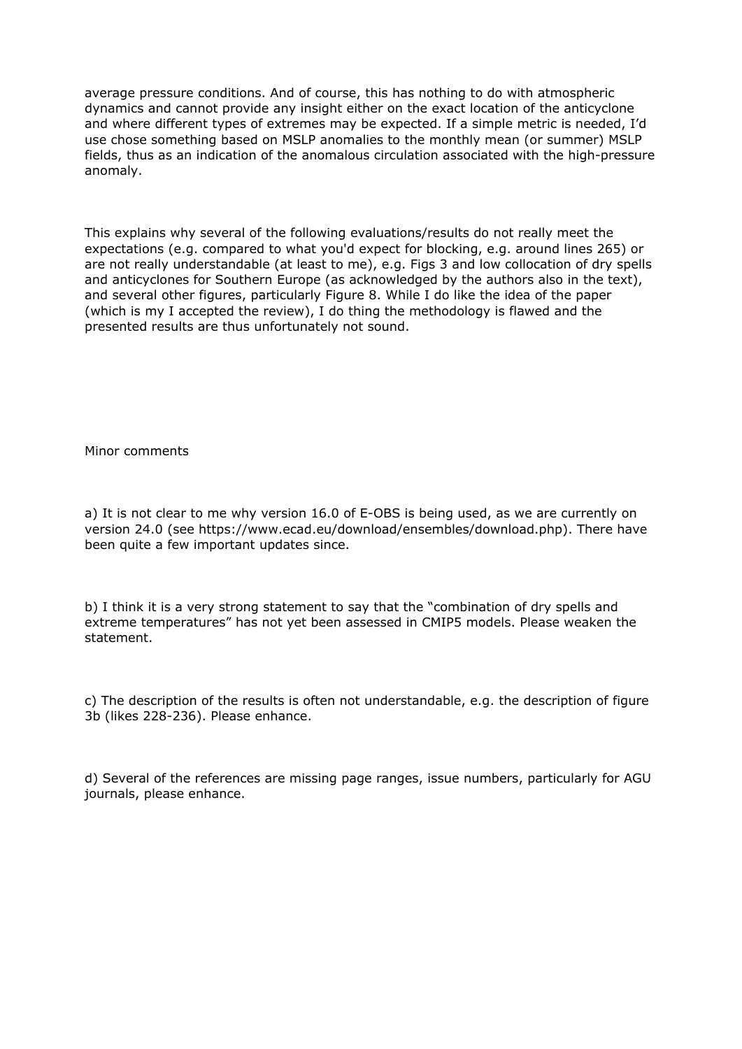average pressure conditions. And of course, this has nothing to do with atmospheric dynamics and cannot provide any insight either on the exact location of the anticyclone and where different types of extremes may be expected. If a simple metric is needed, I'd use chose something based on MSLP anomalies to the monthly mean (or summer) MSLP fields, thus as an indication of the anomalous circulation associated with the high-pressure anomaly.

This explains why several of the following evaluations/results do not really meet the expectations (e.g. compared to what you'd expect for blocking, e.g. around lines 265) or are not really understandable (at least to me), e.g. Figs 3 and low collocation of dry spells and anticyclones for Southern Europe (as acknowledged by the authors also in the text), and several other figures, particularly Figure 8. While I do like the idea of the paper (which is my I accepted the review), I do thing the methodology is flawed and the presented results are thus unfortunately not sound.

Minor comments

a) It is not clear to me why version 16.0 of E-OBS is being used, as we are currently on version 24.0 (see https://www.ecad.eu/download/ensembles/download.php). There have been quite a few important updates since.

b) I think it is a very strong statement to say that the "combination of dry spells and extreme temperatures" has not yet been assessed in CMIP5 models. Please weaken the statement.

c) The description of the results is often not understandable, e.g. the description of figure 3b (likes 228-236). Please enhance.

d) Several of the references are missing page ranges, issue numbers, particularly for AGU journals, please enhance.